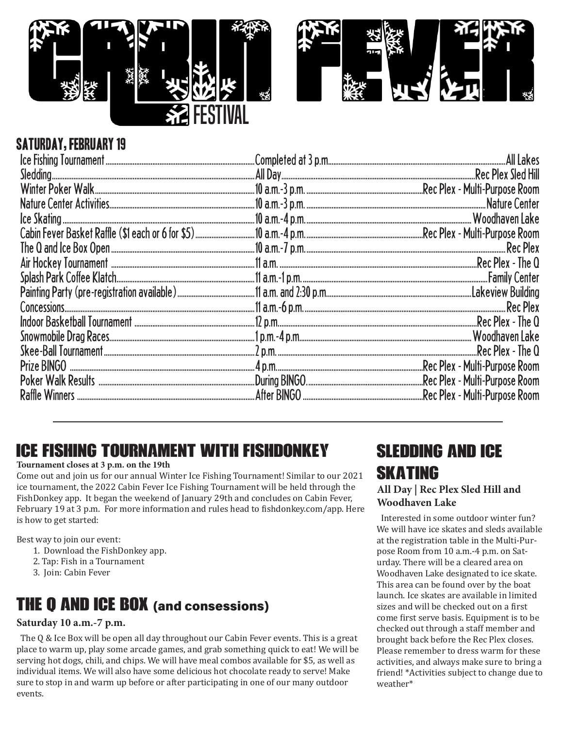# CABIN FEVER FESTIVAL

## SATURDAY, FEBRUARY 19

| Event | Time | Location |
|---|---|---|
| Ice Fishing Tournament | Completed at 3 p.m. | All Lakes |
| Sledding | All Day | Rec Plex Sled Hill |
| Winter Poker Walk | 10 a.m.-3 p.m. | Rec Plex - Multi-Purpose Room |
| Nature Center Activities | 10 a.m.-3 p.m. | Nature Center |
| Ice Skating | 10 a.m.-4 p.m. | Woodhaven Lake |
| Cabin Fever Basket Raffle ($1 each or 6 for $5) | 10 a.m.-4 p.m. | Rec Plex - Multi-Purpose Room |
| The Q and Ice Box Open | 10 a.m.-7 p.m. | Rec Plex |
| Air Hockey Tournament | 11 a.m. | Rec Plex - The Q |
| Splash Park Coffee Klatch | 11 a.m.-1 p.m. | Family Center |
| Painting Party (pre-registration available) | 11 a.m. and 2:30 p.m. | Lakeview Building |
| Concessions | 11 a.m.-6 p.m. | Rec Plex |
| Indoor Basketball Tournament | 12 p.m. | Rec Plex - The Q |
| Snowmobile Drag Races | 1 p.m.-4 p.m. | Woodhaven Lake |
| Skee-Ball Tournament | 2 p.m. | Rec Plex - The Q |
| Prize BINGO | 4 p.m. | Rec Plex - Multi-Purpose Room |
| Poker Walk Results | During BINGO | Rec Plex - Multi-Purpose Room |
| Raffle Winners | After BINGO | Rec Plex - Multi-Purpose Room |

---

## ICE FISHING TOURNAMENT WITH FISHDONKEY

**Tournament closes at 3 p.m. on the 19th**

Come out and join us for our annual Winter Ice Fishing Tournament! Similar to our 2021 ice tournament, the 2022 Cabin Fever Ice Fishing Tournament will be held through the FishDonkey app. It began the weekend of January 29th and concludes on Cabin Fever, February 19 at 3 p.m. For more information and rules head to fishdonkey.com/app. Here is how to get started:

Best way to join our event:

1. Download the FishDonkey app.
2. Tap: Fish in a Tournament
3. Join: Cabin Fever

## THE Q AND ICE BOX (and consessions)

**Saturday 10 a.m.-7 p.m.**

The Q & Ice Box will be open all day throughout our Cabin Fever events. This is a great place to warm up, play some arcade games, and grab something quick to eat! We will be serving hot dogs, chili, and chips. We will have meal combos available for $5, as well as individual items. We will also have some delicious hot chocolate ready to serve! Make sure to stop in and warm up before or after participating in one of our many outdoor events.

## SLEDDING AND ICE SKATING

**All Day | Rec Plex Sled Hill and Woodhaven Lake**

Interested in some outdoor winter fun? We will have ice skates and sleds available at the registration table in the Multi-Purpose Room from 10 a.m.-4 p.m. on Saturday. There will be a cleared area on Woodhaven Lake designated to ice skate. This area can be found over by the boat launch. Ice skates are available in limited sizes and will be checked out on a first come first serve basis. Equipment is to be checked out through a staff member and brought back before the Rec Plex closes. Please remember to dress warm for these activities, and always make sure to bring a friend! *Activities subject to change due to weather*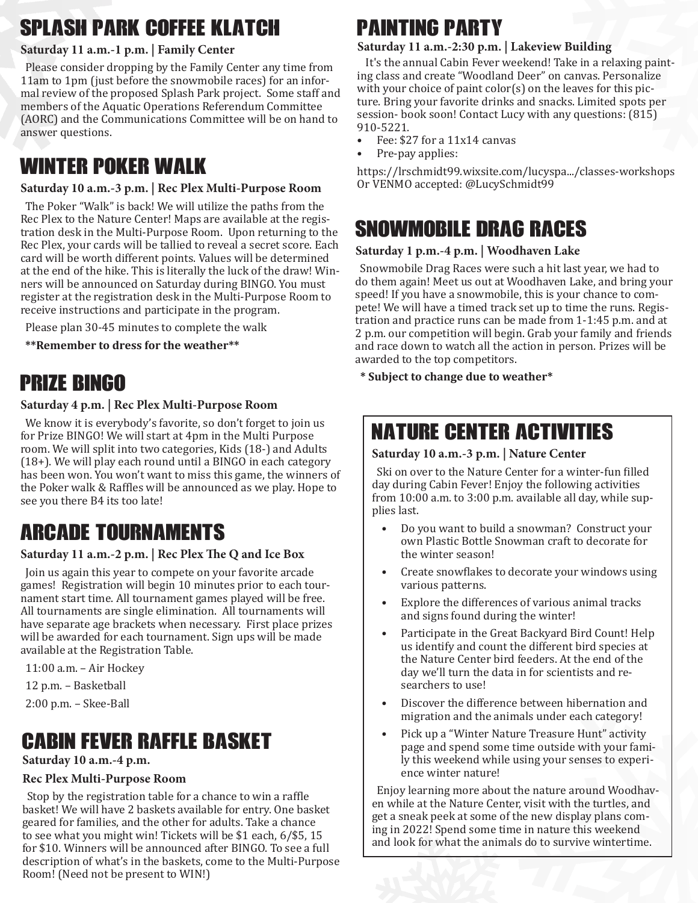## SPLASH PARK COFFEE KLATCH

**Saturday 11 a.m.-1 p.m. | Family Center**

Please consider dropping by the Family Center any time from 11am to 1pm (just before the snowmobile races) for an informal review of the proposed Splash Park project. Some staff and members of the Aquatic Operations Referendum Committee (AORC) and the Communications Committee will be on hand to answer questions.

## WINTER POKER WALK

**Saturday 10 a.m.-3 p.m. | Rec Plex Multi-Purpose Room**

The Poker "Walk" is back! We will utilize the paths from the Rec Plex to the Nature Center! Maps are available at the registration desk in the Multi-Purpose Room. Upon returning to the Rec Plex, your cards will be tallied to reveal a secret score. Each card will be worth different points. Values will be determined at the end of the hike. This is literally the luck of the draw! Winners will be announced on Saturday during BINGO. You must register at the registration desk in the Multi-Purpose Room to receive instructions and participate in the program.

Please plan 30-45 minutes to complete the walk

**\*\*Remember to dress for the weather\*\***

## PRIZE BINGO

**Saturday 4 p.m. | Rec Plex Multi-Purpose Room**

We know it is everybody's favorite, so don't forget to join us for Prize BINGO! We will start at 4pm in the Multi Purpose room. We will split into two categories, Kids (18-) and Adults (18+). We will play each round until a BINGO in each category has been won. You won't want to miss this game, the winners of the Poker walk & Raffles will be announced as we play. Hope to see you there B4 its too late!

## ARCADE TOURNAMENTS

**Saturday 11 a.m.-2 p.m. | Rec Plex The Q and Ice Box**

Join us again this year to compete on your favorite arcade games! Registration will begin 10 minutes prior to each tournament start time. All tournament games played will be free. All tournaments are single elimination. All tournaments will have separate age brackets when necessary. First place prizes will be awarded for each tournament. Sign ups will be made available at the Registration Table.

11:00 a.m. – Air Hockey

12 p.m. – Basketball

2:00 p.m. – Skee-Ball

## CABIN FEVER RAFFLE BASKET

**Saturday 10 a.m.-4 p.m.**

**Rec Plex Multi-Purpose Room**

Stop by the registration table for a chance to win a raffle basket! We will have 2 baskets available for entry. One basket geared for families, and the other for adults. Take a chance to see what you might win! Tickets will be $1 each, 6/$5, 15 for $10. Winners will be announced after BINGO. To see a full description of what's in the baskets, come to the Multi-Purpose Room! (Need not be present to WIN!)

## PAINTING PARTY

**Saturday 11 a.m.-2:30 p.m. | Lakeview Building**

It's the annual Cabin Fever weekend! Take in a relaxing painting class and create "Woodland Deer" on canvas. Personalize with your choice of paint color(s) on the leaves for this picture. Bring your favorite drinks and snacks. Limited spots per session- book soon! Contact Lucy with any questions: (815) 910-5221.

- Fee: $27 for a 11x14 canvas
- Pre-pay applies:

https://lrschmidt99.wixsite.com/lucyspa.../classes-workshops
Or VENMO accepted: @LucySchmidt99

## SNOWMOBILE DRAG RACES

**Saturday 1 p.m.-4 p.m. | Woodhaven Lake**

Snowmobile Drag Races were such a hit last year, we had to do them again! Meet us out at Woodhaven Lake, and bring your speed! If you have a snowmobile, this is your chance to compete! We will have a timed track set up to time the runs. Registration and practice runs can be made from 1-1:45 p.m. and at 2 p.m. our competition will begin. Grab your family and friends and race down to watch all the action in person. Prizes will be awarded to the top competitors.

**\* Subject to change due to weather\***

## NATURE CENTER ACTIVITIES

**Saturday 10 a.m.-3 p.m. | Nature Center**

Ski on over to the Nature Center for a winter-fun filled day during Cabin Fever! Enjoy the following activities from 10:00 a.m. to 3:00 p.m. available all day, while supplies last.

- Do you want to build a snowman? Construct your own Plastic Bottle Snowman craft to decorate for the winter season!
- Create snowflakes to decorate your windows using various patterns.
- Explore the differences of various animal tracks and signs found during the winter!
- Participate in the Great Backyard Bird Count! Help us identify and count the different bird species at the Nature Center bird feeders. At the end of the day we'll turn the data in for scientists and researchers to use!
- Discover the difference between hibernation and migration and the animals under each category!
- Pick up a "Winter Nature Treasure Hunt" activity page and spend some time outside with your family this weekend while using your senses to experience winter nature!

Enjoy learning more about the nature around Woodhaven while at the Nature Center, visit with the turtles, and get a sneak peek at some of the new display plans coming in 2022! Spend some time in nature this weekend and look for what the animals do to survive wintertime.